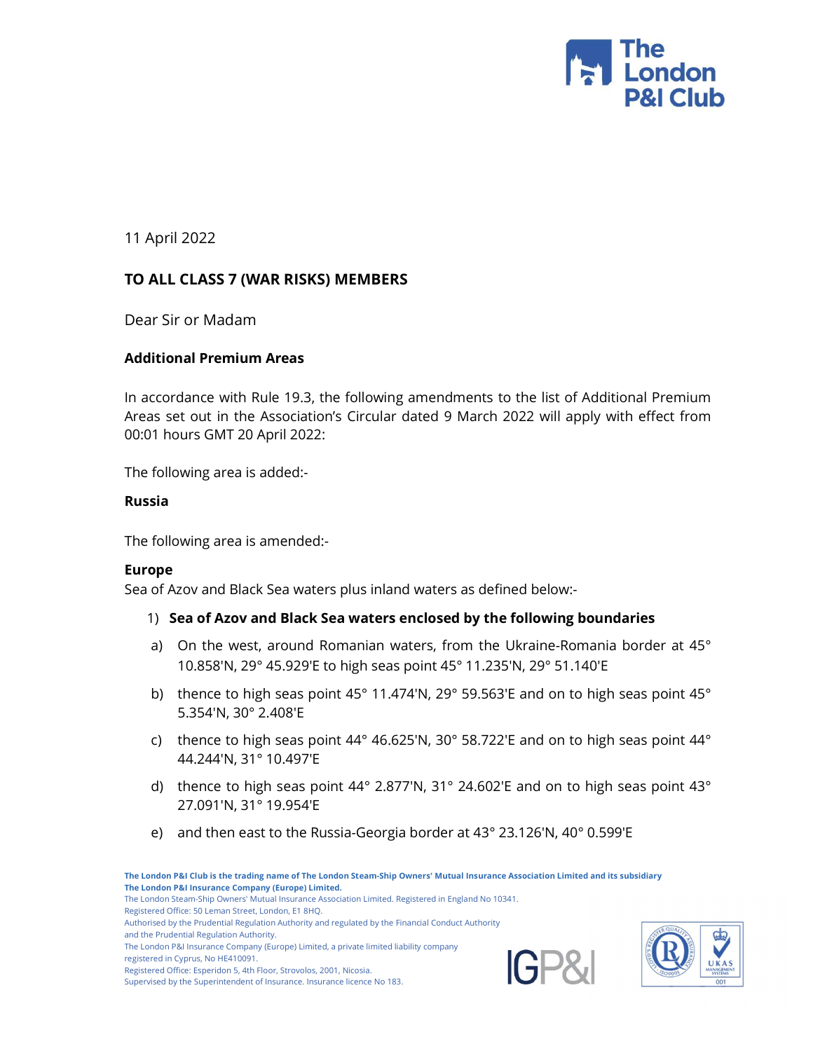11 April 2022

**TO ALL CLASS 7 (WAR RISKS) MEMBERS**

Dear Sir or Madam

**Additional Premium Areas**

In accordance with Rule 19.3, the following amendments to the list of Additional Premium Areas set out in the Association's Circular dated 9 March 2022 will apply with effect from 00:01 hours GMT 20 April 2022:

The following area is added:-

**Russia**

The following area is amended:-

**Europe**

Sea of Azov and Black Sea waters plus inland waters as defined below:-

1) **Sea of Azov and Black Sea waters enclosed by the following boundaries**

a) On the west, around Romanian waters, from the Ukraine-Romania border at 45° 10.858'N, 29° 45.929'E to high seas point 45° 11.235'N, 29° 51.140'E

b) thence to high seas point 45° 11.474'N, 29° 59.563'E and on to high seas point 45° 5.354'N, 30° 2.408'E

c) thence to high seas point 44° 46.625'N, 30° 58.722'E and on to high seas point 44° 44.244'N, 31° 10.497'E

d) thence to high seas point 44° 2.877'N, 31° 24.602'E and on to high seas point 43° 27.091'N, 31° 19.954'E

e) and then east to the Russia-Georgia border at 43° 23.126'N, 40° 0.599'E

The London P&I Club is the trading name of The London Steam-Ship Owners' Mutual Insurance Association Limited and its subsidiary The London P&I Insurance Company (Europe) Limited.
The London Steam-Ship Owners' Mutual Insurance Association Limited. Registered in England No 10341.
Registered Office: 50 Leman Street, London, E1 8HQ.
Authorised by the Prudential Regulation Authority and regulated by the Financial Conduct Authority and the Prudential Regulation Authority.
The London P&I Insurance Company (Europe) Limited, a private limited liability company registered in Cyprus, No HE410091.
Registered Office: Esperidon 5, 4th Floor, Strovolos, 2001, Nicosia.
Supervised by the Superintendent of Insurance. Insurance licence No 183.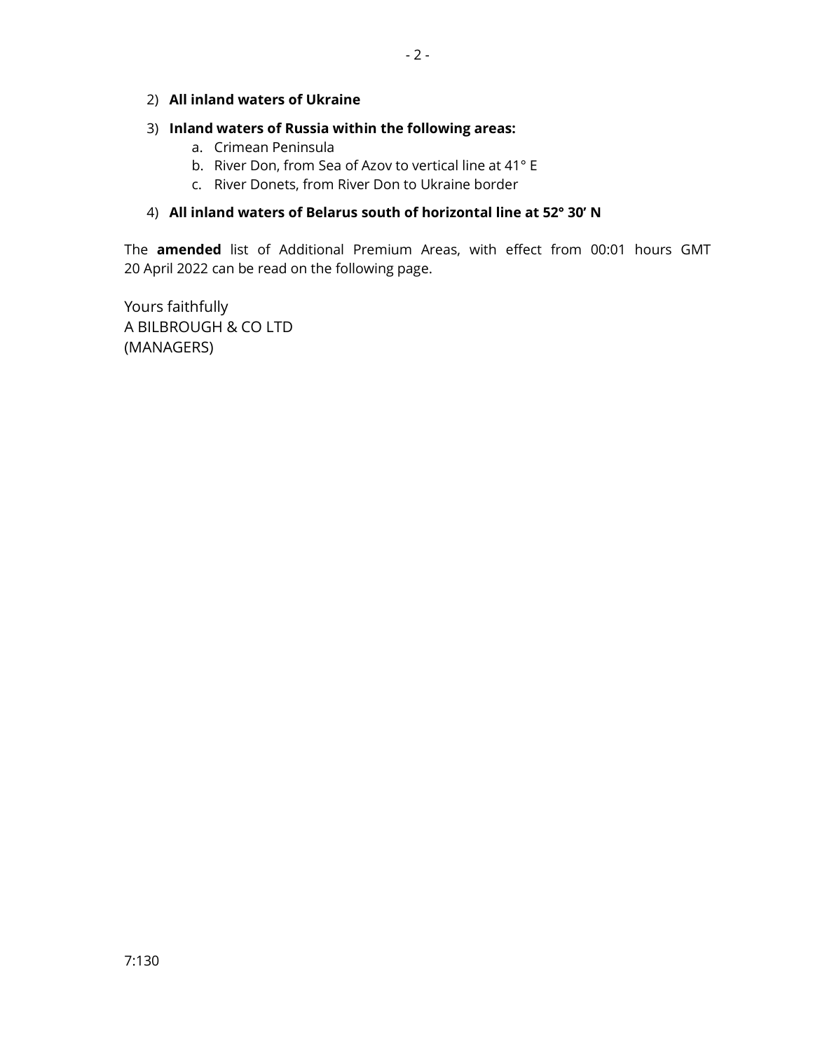2) **All inland waters of Ukraine**

3) **Inland waters of Russia within the following areas:**
    a. Crimean Peninsula
    b. River Don, from Sea of Azov to vertical line at 41° E
    c. River Donets, from River Don to Ukraine border

4) **All inland waters of Belarus south of horizontal line at 52° 30’ N**

The **amended** list of Additional Premium Areas, with effect from 00:01 hours GMT 20 April 2022 can be read on the following page.

Yours faithfully
A BILBROUGH & CO LTD
(MANAGERS)

7:130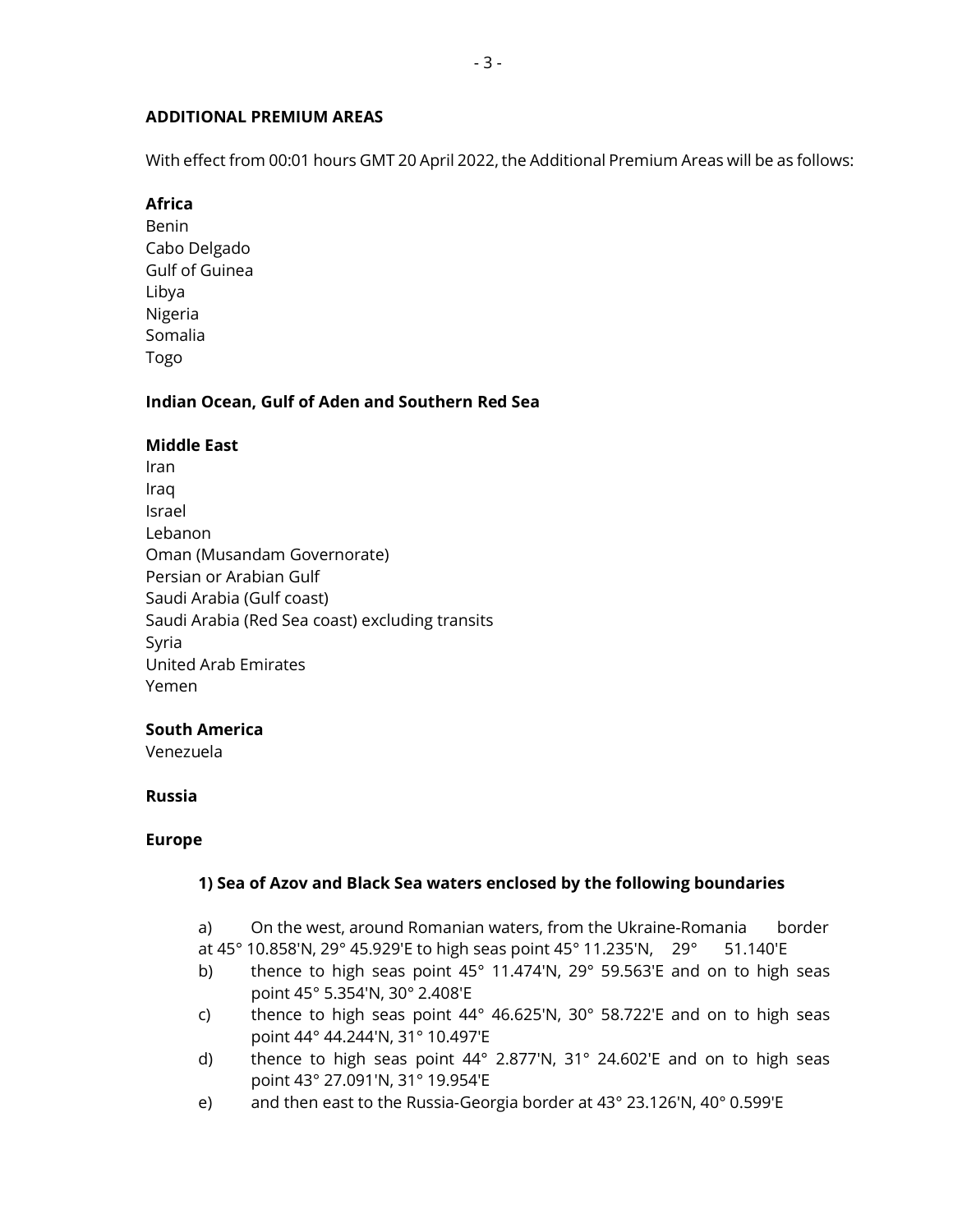## ADDITIONAL PREMIUM AREAS

With effect from 00:01 hours GMT 20 April 2022, the Additional Premium Areas will be as follows:

**Africa**

Benin
Cabo Delgado
Gulf of Guinea
Libya
Nigeria
Somalia
Togo

**Indian Ocean, Gulf of Aden and Southern Red Sea**

**Middle East**

Iran
Iraq
Israel
Lebanon
Oman (Musandam Governorate)
Persian or Arabian Gulf
Saudi Arabia (Gulf coast)
Saudi Arabia (Red Sea coast) excluding transits
Syria
United Arab Emirates
Yemen

**South America**

Venezuela

**Russia**

**Europe**

**1) Sea of Azov and Black Sea waters enclosed by the following boundaries**

a) On the west, around Romanian waters, from the Ukraine-Romania border at 45° 10.858'N, 29° 45.929'E to high seas point 45° 11.235'N, 29° 51.140'E
b) thence to high seas point 45° 11.474'N, 29° 59.563'E and on to high seas point 45° 5.354'N, 30° 2.408'E
c) thence to high seas point 44° 46.625'N, 30° 58.722'E and on to high seas point 44° 44.244'N, 31° 10.497'E
d) thence to high seas point 44° 2.877'N, 31° 24.602'E and on to high seas point 43° 27.091'N, 31° 19.954'E
e) and then east to the Russia-Georgia border at 43° 23.126'N, 40° 0.599'E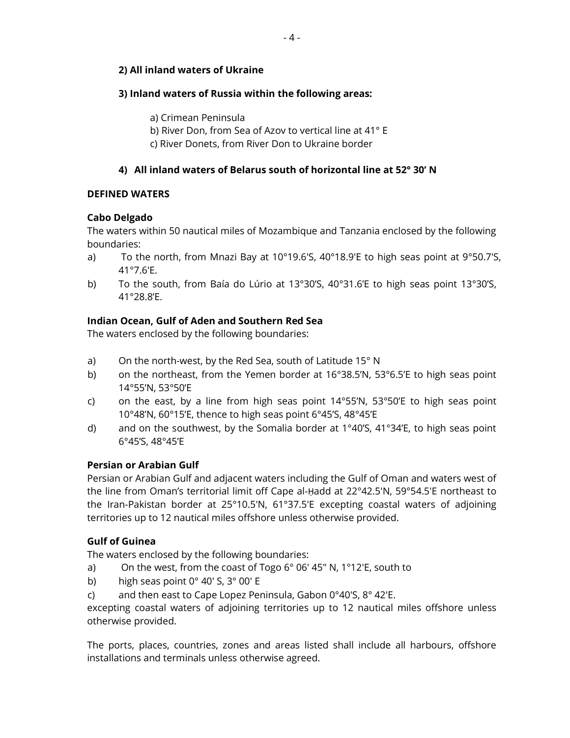**2) All inland waters of Ukraine**

**3) Inland waters of Russia within the following areas:**

a) Crimean Peninsula
b) River Don, from Sea of Azov to vertical line at 41° E
c) River Donets, from River Don to Ukraine border

**4) All inland waters of Belarus south of horizontal line at 52° 30’ N**

**DEFINED WATERS**

**Cabo Delgado**

The waters within 50 nautical miles of Mozambique and Tanzania enclosed by the following boundaries:

a) To the north, from Mnazi Bay at 10°19.6'S, 40°18.9'E to high seas point at 9°50.7'S, 41°7.6'E.
b) To the south, from Baía do Lúrio at 13°30’S, 40°31.6’E to high seas point 13°30’S, 41°28.8’E.

**Indian Ocean, Gulf of Aden and Southern Red Sea**

The waters enclosed by the following boundaries:

a) On the north-west, by the Red Sea, south of Latitude 15° N
b) on the northeast, from the Yemen border at 16°38.5’N, 53°6.5’E to high seas point 14°55’N, 53°50’E
c) on the east, by a line from high seas point 14°55’N, 53°50’E to high seas point 10°48’N, 60°15’E, thence to high seas point 6°45’S, 48°45’E
d) and on the southwest, by the Somalia border at 1°40’S, 41°34’E, to high seas point 6°45’S, 48°45’E

**Persian or Arabian Gulf**

Persian or Arabian Gulf and adjacent waters including the Gulf of Oman and waters west of the line from Oman’s territorial limit off Cape al-Ḥadd at 22°42.5'N, 59°54.5'E northeast to the Iran-Pakistan border at 25°10.5'N, 61°37.5'E excepting coastal waters of adjoining territories up to 12 nautical miles offshore unless otherwise provided.

**Gulf of Guinea**

The waters enclosed by the following boundaries:

a) On the west, from the coast of Togo 6° 06' 45" N, 1°12'E, south to
b) high seas point 0° 40' S, 3° 00' E
c) and then east to Cape Lopez Peninsula, Gabon 0°40'S, 8° 42'E.

excepting coastal waters of adjoining territories up to 12 nautical miles offshore unless otherwise provided.

The ports, places, countries, zones and areas listed shall include all harbours, offshore installations and terminals unless otherwise agreed.